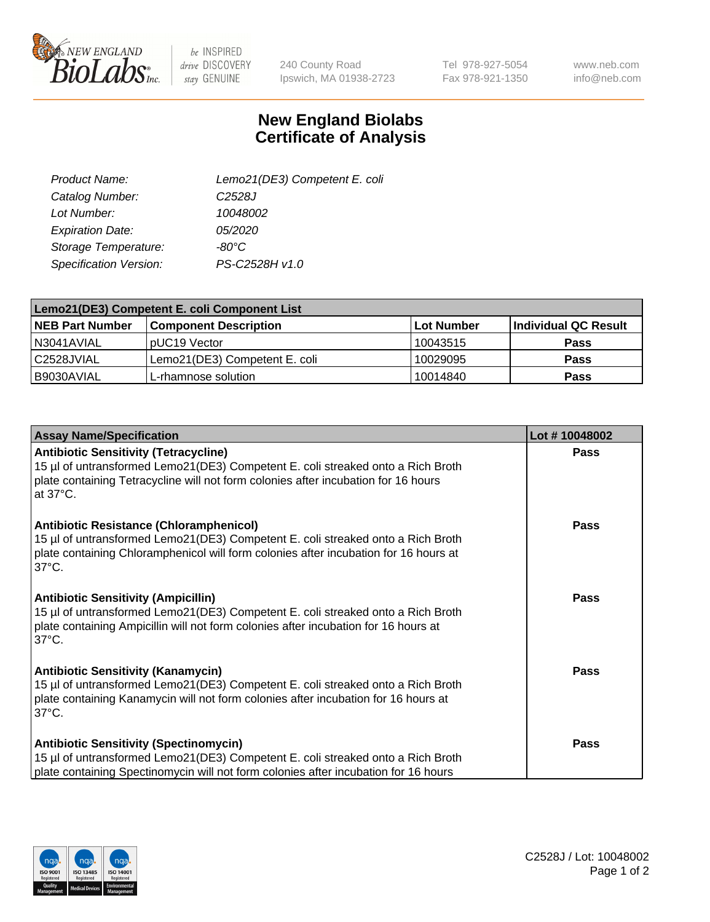be INSPIRED drive DISCOVERY stay GENUINE

240 County Road
Ipswich, MA 01938-2723

Tel 978-927-5054
Fax 978-921-1350

www.neb.com
info@neb.com

# New England Biolabs Certificate of Analysis

| | |
|---|---|
| *Product Name:* | *Lemo21(DE3) Competent E. coli* |
| *Catalog Number:* | *C2528J* |
| *Lot Number:* | *10048002* |
| *Expiration Date:* | *05/2020* |
| *Storage Temperature:* | *-80°C* |
| *Specification Version:* | *PS-C2528H v1.0* |

| Lemo21(DE3) Competent E. coli Component List | | | |
|---|---|---|---|
| **NEB Part Number** | **Component Description** | **Lot Number** | **Individual QC Result** |
| N3041AVIAL | pUC19 Vector | 10043515 | **Pass** |
| C2528JVIAL | Lemo21(DE3) Competent E. coli | 10029095 | **Pass** |
| B9030AVIAL | L-rhamnose solution | 10014840 | **Pass** |

| Assay Name/Specification | Lot # 10048002 |
|---|---|
| **Antibiotic Sensitivity (Tetracycline)**<br>15 µl of untransformed Lemo21(DE3) Competent E. coli streaked onto a Rich Broth plate containing Tetracycline will not form colonies after incubation for 16 hours at 37°C. | **Pass** |
| **Antibiotic Resistance (Chloramphenicol)**<br>15 µl of untransformed Lemo21(DE3) Competent E. coli streaked onto a Rich Broth plate containing Chloramphenicol will form colonies after incubation for 16 hours at 37°C. | **Pass** |
| **Antibiotic Sensitivity (Ampicillin)**<br>15 µl of untransformed Lemo21(DE3) Competent E. coli streaked onto a Rich Broth plate containing Ampicillin will not form colonies after incubation for 16 hours at 37°C. | **Pass** |
| **Antibiotic Sensitivity (Kanamycin)**<br>15 µl of untransformed Lemo21(DE3) Competent E. coli streaked onto a Rich Broth plate containing Kanamycin will not form colonies after incubation for 16 hours at 37°C. | **Pass** |
| **Antibiotic Sensitivity (Spectinomycin)**<br>15 µl of untransformed Lemo21(DE3) Competent E. coli streaked onto a Rich Broth plate containing Spectinomycin will not form colonies after incubation for 16 hours | **Pass** |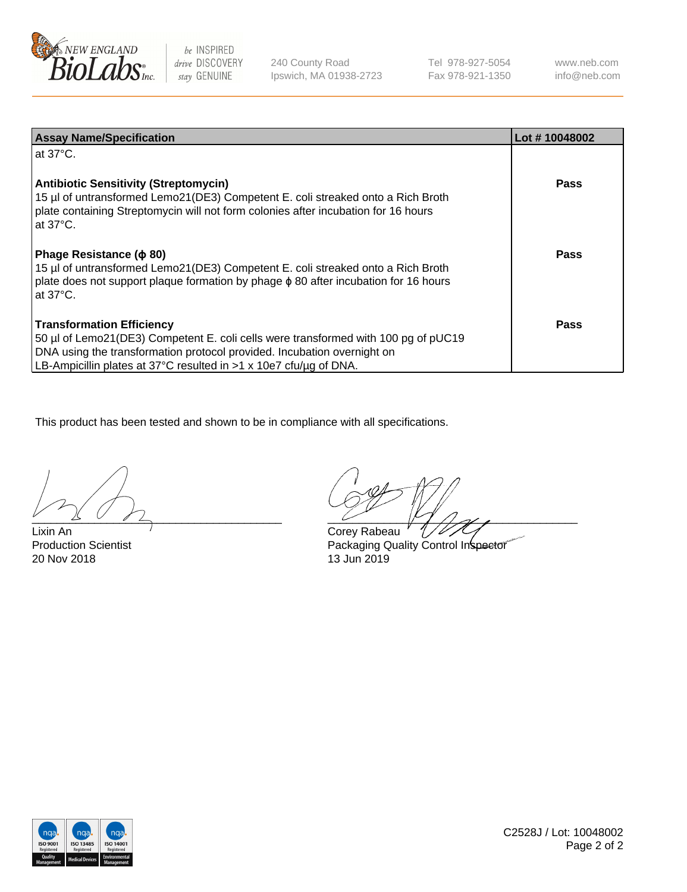| Assay Name/Specification | Lot # 10048002 |
| --- | --- |
| at 37°C. | |
| **Antibiotic Sensitivity (Streptomycin)**<br>15 µl of untransformed Lemo21(DE3) Competent E. coli streaked onto a Rich Broth plate containing Streptomycin will not form colonies after incubation for 16 hours at 37°C. | Pass |
| **Phage Resistance (ϕ 80)**<br>15 µl of untransformed Lemo21(DE3) Competent E. coli streaked onto a Rich Broth plate does not support plaque formation by phage ϕ 80 after incubation for 16 hours at 37°C. | Pass |
| **Transformation Efficiency**<br>50 µl of Lemo21(DE3) Competent E. coli cells were transformed with 100 pg of pUC19 DNA using the transformation protocol provided. Incubation overnight on LB-Ampicillin plates at 37°C resulted in >1 x 10e7 cfu/µg of DNA. | Pass |

This product has been tested and shown to be in compliance with all specifications.

Lixin An
Production Scientist
20 Nov 2018

Corey Rabeau
Packaging Quality Control Inspector
13 Jun 2019

C2528J / Lot: 10048002